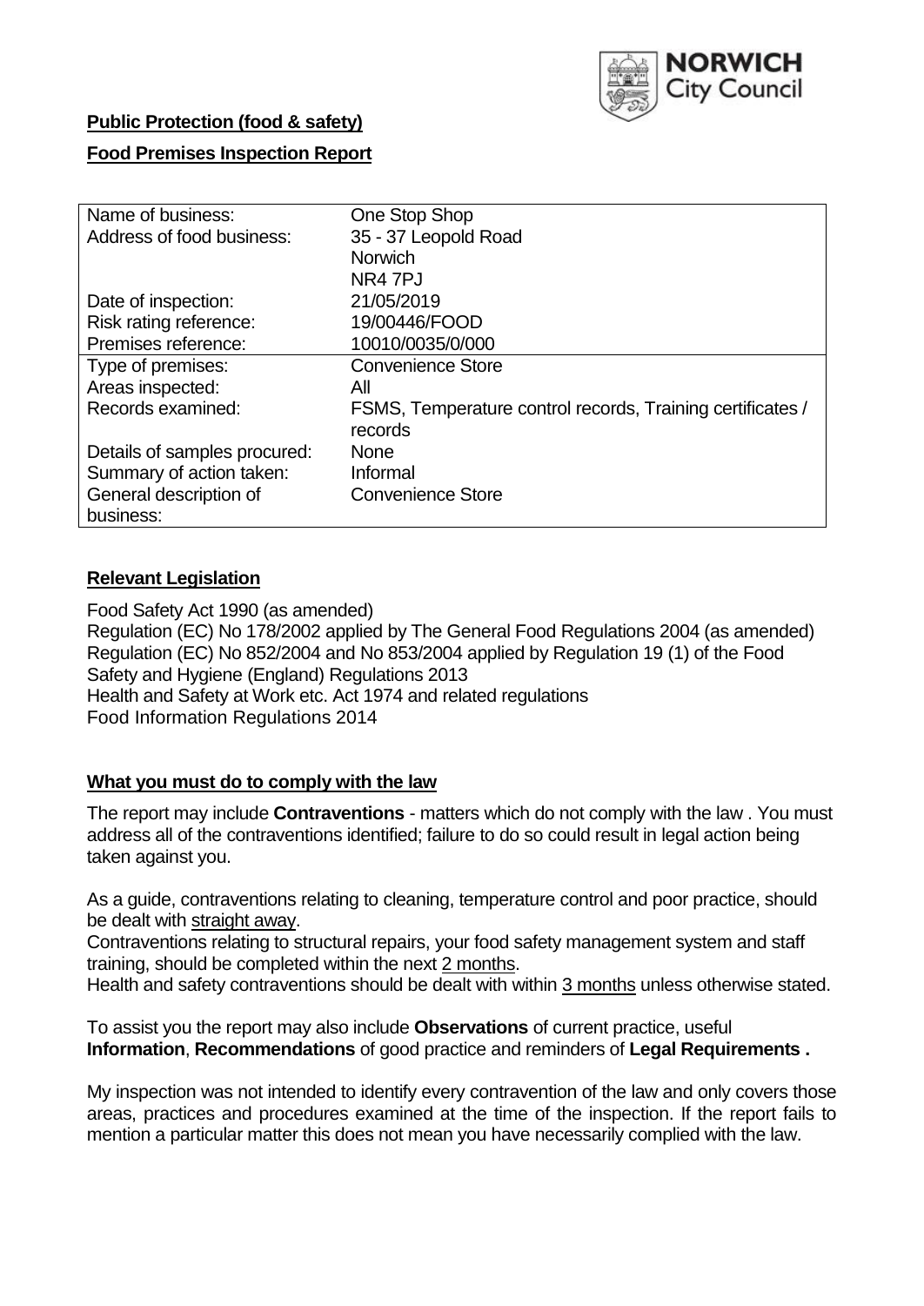**Public Protection (food & safety)**

**Food Premises Inspection Report**

| Name of business: | One Stop Shop |
|---|---|
| Address of food business: | 35 - 37 Leopold Road<br>Norwich<br>NR4 7PJ |
| Date of inspection: | 21/05/2019 |
| Risk rating reference: | 19/00446/FOOD |
| Premises reference: | 10010/0035/0/000 |
| Type of premises: | Convenience Store |
| Areas inspected: | All |
| Records examined: | FSMS, Temperature control records, Training certificates / records |
| Details of samples procured: | None |
| Summary of action taken: | Informal |
| General description of business: | Convenience Store |

## **Relevant Legislation**

Food Safety Act 1990 (as amended)
Regulation (EC) No 178/2002 applied by The General Food Regulations 2004 (as amended)
Regulation (EC) No 852/2004 and No 853/2004 applied by Regulation 19 (1) of the Food Safety and Hygiene (England) Regulations 2013
Health and Safety at Work etc. Act 1974 and related regulations
Food Information Regulations 2014

## **What you must do to comply with the law**

The report may include **Contraventions** - matters which do not comply with the law . You must address all of the contraventions identified; failure to do so could result in legal action being taken against you.

As a guide, contraventions relating to cleaning, temperature control and poor practice, should be dealt with straight away.

Contraventions relating to structural repairs, your food safety management system and staff training, should be completed within the next 2 months.

Health and safety contraventions should be dealt with within 3 months unless otherwise stated.

To assist you the report may also include **Observations** of current practice, useful **Information**, **Recommendations** of good practice and reminders of **Legal Requirements .**

My inspection was not intended to identify every contravention of the law and only covers those areas, practices and procedures examined at the time of the inspection. If the report fails to mention a particular matter this does not mean you have necessarily complied with the law.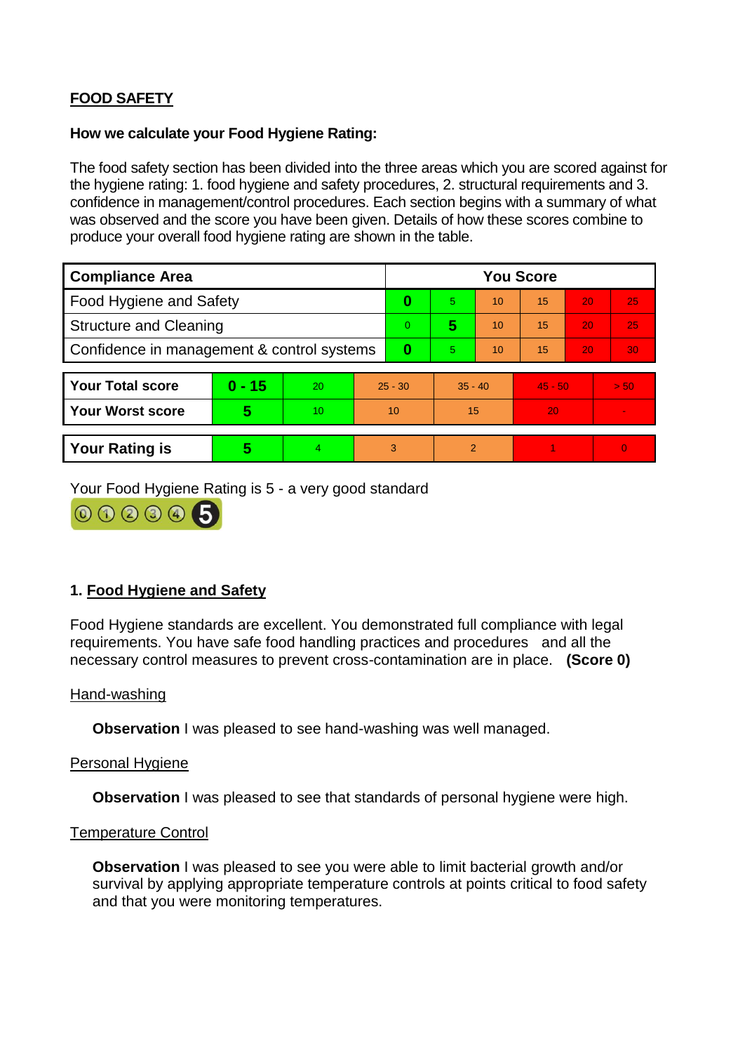## FOOD SAFETY

**How we calculate your Food Hygiene Rating:**

The food safety section has been divided into the three areas which you are scored against for the hygiene rating: 1. food hygiene and safety procedures, 2. structural requirements and 3. confidence in management/control procedures. Each section begins with a summary of what was observed and the score you have been given. Details of how these scores combine to produce your overall food hygiene rating are shown in the table.

| Compliance Area | You Score | | | | | |
|---|---|---|---|---|---|---|
| Food Hygiene and Safety | **0** | 5 | 10 | 15 | 20 | 25 |
| Structure and Cleaning | 0 | **5** | 10 | 15 | 20 | 25 |
| Confidence in management & control systems | **0** | 5 | 10 | 15 | 20 | 30 |

| | | | | | | |
|---|---|---|---|---|---|---|
| **Your Total score** | **0 - 15** | 20 | 25 - 30 | 35 - 40 | 45 - 50 | > 50 |
| **Your Worst score** | **5** | 10 | 10 | 15 | 20 | - |
| **Your Rating is** | **5** | 4 | 3 | 2 | 1 | 0 |

Your Food Hygiene Rating is 5 - a very good standard

### 1. Food Hygiene and Safety

Food Hygiene standards are excellent. You demonstrated full compliance with legal requirements. You have safe food handling practices and procedures and all the necessary control measures to prevent cross-contamination are in place. **(Score 0)**

Hand-washing

**Observation** I was pleased to see hand-washing was well managed.

Personal Hygiene

**Observation** I was pleased to see that standards of personal hygiene were high.

Temperature Control

**Observation** I was pleased to see you were able to limit bacterial growth and/or survival by applying appropriate temperature controls at points critical to food safety and that you were monitoring temperatures.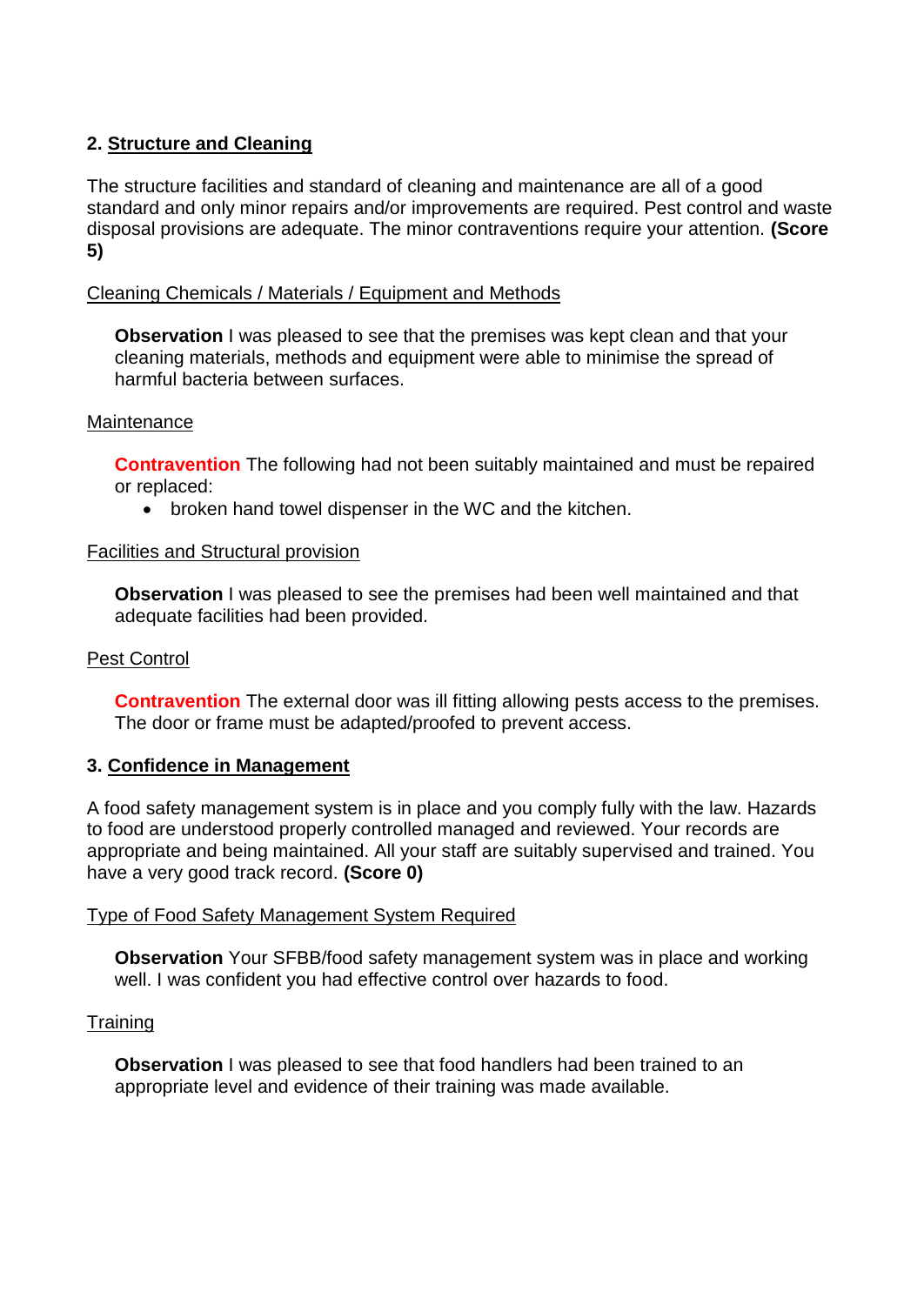## 2. Structure and Cleaning

The structure facilities and standard of cleaning and maintenance are all of a good standard and only minor repairs and/or improvements are required. Pest control and waste disposal provisions are adequate. The minor contraventions require your attention. **(Score 5)**

Cleaning Chemicals / Materials / Equipment and Methods

**Observation** I was pleased to see that the premises was kept clean and that your cleaning materials, methods and equipment were able to minimise the spread of harmful bacteria between surfaces.

Maintenance

**Contravention** The following had not been suitably maintained and must be repaired or replaced:

- broken hand towel dispenser in the WC and the kitchen.

Facilities and Structural provision

**Observation** I was pleased to see the premises had been well maintained and that adequate facilities had been provided.

Pest Control

**Contravention** The external door was ill fitting allowing pests access to the premises. The door or frame must be adapted/proofed to prevent access.

## 3. Confidence in Management

A food safety management system is in place and you comply fully with the law. Hazards to food are understood properly controlled managed and reviewed. Your records are appropriate and being maintained. All your staff are suitably supervised and trained. You have a very good track record. **(Score 0)**

Type of Food Safety Management System Required

**Observation** Your SFBB/food safety management system was in place and working well. I was confident you had effective control over hazards to food.

Training

**Observation** I was pleased to see that food handlers had been trained to an appropriate level and evidence of their training was made available.